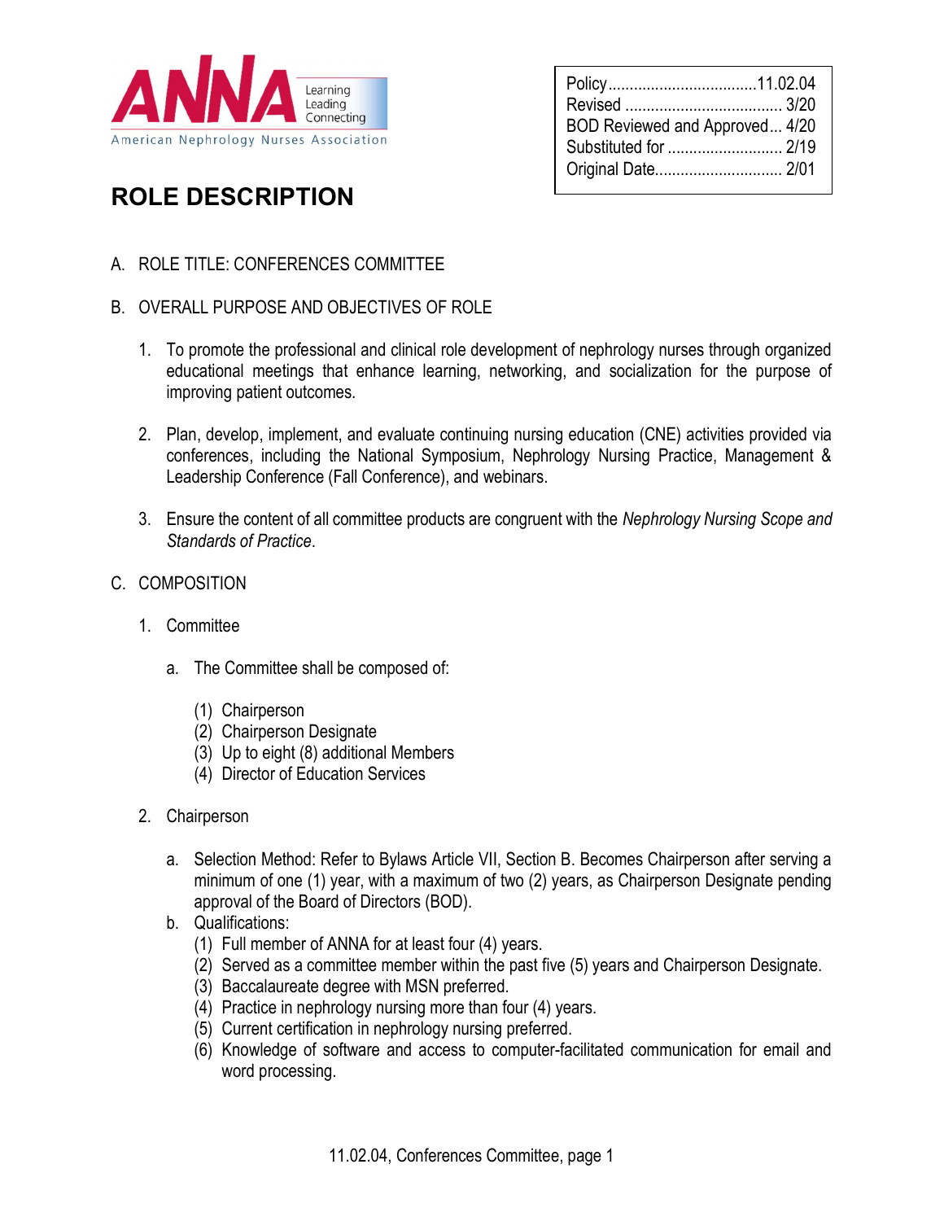ANNA Learning Leading Connecting

American Nephrology Nurses Association

| | |
|---|---|
| Policy | 11.02.04 |
| Revised | 3/20 |
| BOD Reviewed and Approved | 4/20 |
| Substituted for | 2/19 |
| Original Date | 2/01 |

# ROLE DESCRIPTION

A. ROLE TITLE: CONFERENCES COMMITTEE

B. OVERALL PURPOSE AND OBJECTIVES OF ROLE

1. To promote the professional and clinical role development of nephrology nurses through organized educational meetings that enhance learning, networking, and socialization for the purpose of improving patient outcomes.

2. Plan, develop, implement, and evaluate continuing nursing education (CNE) activities provided via conferences, including the National Symposium, Nephrology Nursing Practice, Management & Leadership Conference (Fall Conference), and webinars.

3. Ensure the content of all committee products are congruent with the *Nephrology Nursing Scope and Standards of Practice*.

C. COMPOSITION

1. Committee

   a. The Committee shall be composed of:

      (1) Chairperson
      (2) Chairperson Designate
      (3) Up to eight (8) additional Members
      (4) Director of Education Services

2. Chairperson

   a. Selection Method: Refer to Bylaws Article VII, Section B. Becomes Chairperson after serving a minimum of one (1) year, with a maximum of two (2) years, as Chairperson Designate pending approval of the Board of Directors (BOD).

   b. Qualifications:
      (1) Full member of ANNA for at least four (4) years.
      (2) Served as a committee member within the past five (5) years and Chairperson Designate.
      (3) Baccalaureate degree with MSN preferred.
      (4) Practice in nephrology nursing more than four (4) years.
      (5) Current certification in nephrology nursing preferred.
      (6) Knowledge of software and access to computer-facilitated communication for email and word processing.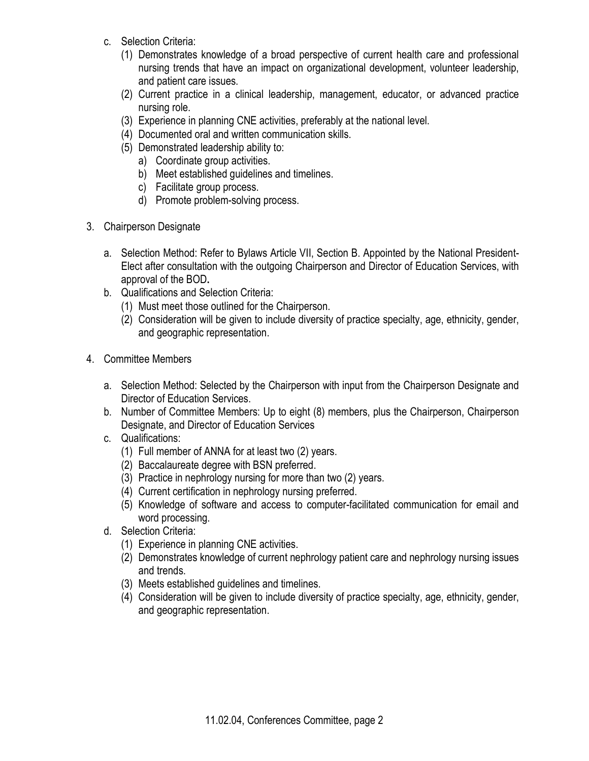c. Selection Criteria:
   (1) Demonstrates knowledge of a broad perspective of current health care and professional nursing trends that have an impact on organizational development, volunteer leadership, and patient care issues.
   (2) Current practice in a clinical leadership, management, educator, or advanced practice nursing role.
   (3) Experience in planning CNE activities, preferably at the national level.
   (4) Documented oral and written communication skills.
   (5) Demonstrated leadership ability to:
      a) Coordinate group activities.
      b) Meet established guidelines and timelines.
      c) Facilitate group process.
      d) Promote problem-solving process.

3. Chairperson Designate

   a. Selection Method: Refer to Bylaws Article VII, Section B. Appointed by the National President-Elect after consultation with the outgoing Chairperson and Director of Education Services, with approval of the BOD**.**
   b. Qualifications and Selection Criteria:
      (1) Must meet those outlined for the Chairperson.
      (2) Consideration will be given to include diversity of practice specialty, age, ethnicity, gender, and geographic representation.

4. Committee Members

   a. Selection Method: Selected by the Chairperson with input from the Chairperson Designate and Director of Education Services.
   b. Number of Committee Members: Up to eight (8) members, plus the Chairperson, Chairperson Designate, and Director of Education Services
   c. Qualifications:
      (1) Full member of ANNA for at least two (2) years.
      (2) Baccalaureate degree with BSN preferred.
      (3) Practice in nephrology nursing for more than two (2) years.
      (4) Current certification in nephrology nursing preferred.
      (5) Knowledge of software and access to computer-facilitated communication for email and word processing.
   d. Selection Criteria:
      (1) Experience in planning CNE activities.
      (2) Demonstrates knowledge of current nephrology patient care and nephrology nursing issues and trends.
      (3) Meets established guidelines and timelines.
      (4) Consideration will be given to include diversity of practice specialty, age, ethnicity, gender, and geographic representation.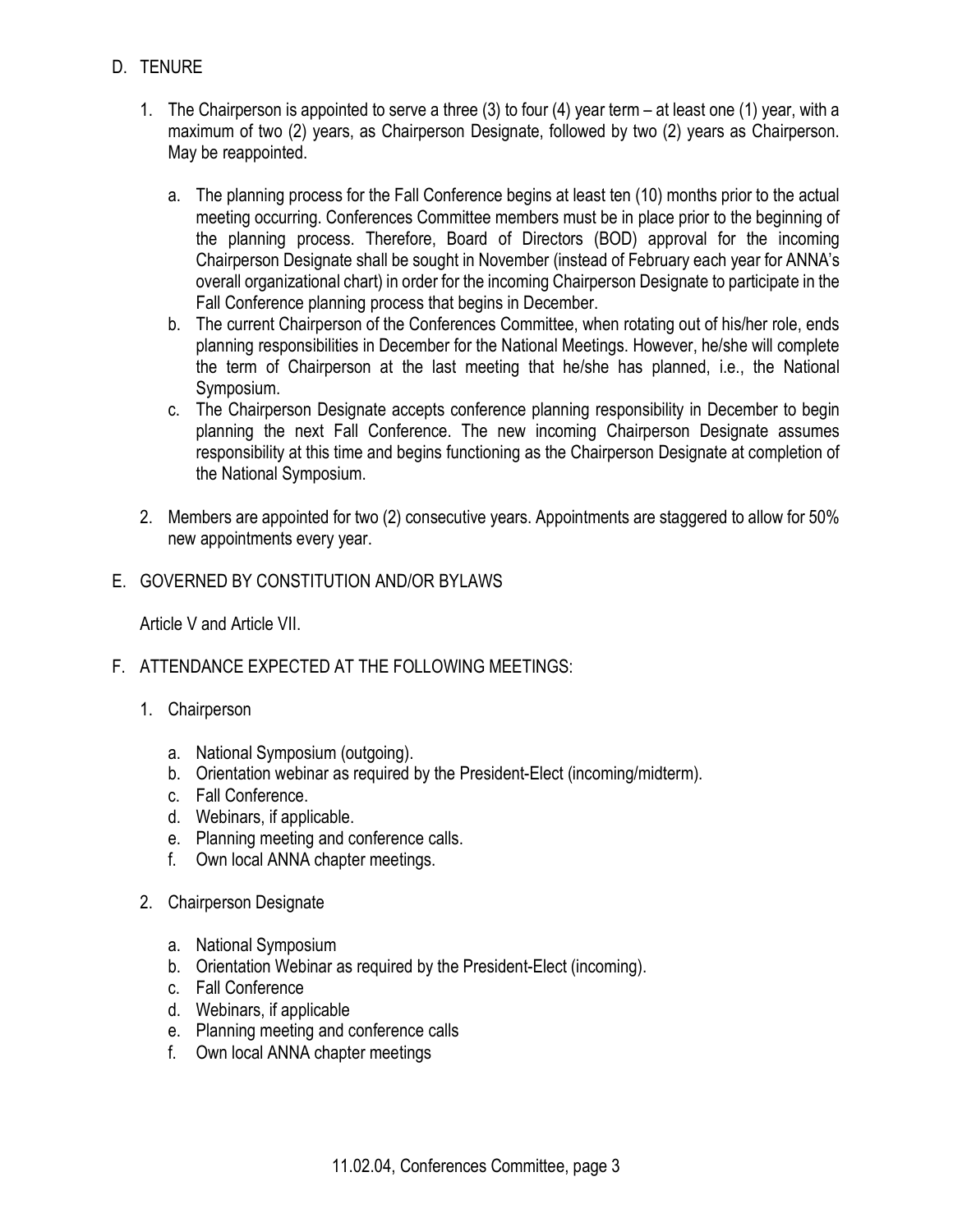## D. TENURE

1. The Chairperson is appointed to serve a three (3) to four (4) year term – at least one (1) year, with a maximum of two (2) years, as Chairperson Designate, followed by two (2) years as Chairperson. May be reappointed.

    a. The planning process for the Fall Conference begins at least ten (10) months prior to the actual meeting occurring. Conferences Committee members must be in place prior to the beginning of the planning process. Therefore, Board of Directors (BOD) approval for the incoming Chairperson Designate shall be sought in November (instead of February each year for ANNA's overall organizational chart) in order for the incoming Chairperson Designate to participate in the Fall Conference planning process that begins in December.
    b. The current Chairperson of the Conferences Committee, when rotating out of his/her role, ends planning responsibilities in December for the National Meetings. However, he/she will complete the term of Chairperson at the last meeting that he/she has planned, i.e., the National Symposium.
    c. The Chairperson Designate accepts conference planning responsibility in December to begin planning the next Fall Conference. The new incoming Chairperson Designate assumes responsibility at this time and begins functioning as the Chairperson Designate at completion of the National Symposium.

2. Members are appointed for two (2) consecutive years. Appointments are staggered to allow for 50% new appointments every year.

## E. GOVERNED BY CONSTITUTION AND/OR BYLAWS

Article V and Article VII.

## F. ATTENDANCE EXPECTED AT THE FOLLOWING MEETINGS:

1. Chairperson

    a. National Symposium (outgoing).
    b. Orientation webinar as required by the President-Elect (incoming/midterm).
    c. Fall Conference.
    d. Webinars, if applicable.
    e. Planning meeting and conference calls.
    f. Own local ANNA chapter meetings.

2. Chairperson Designate

    a. National Symposium
    b. Orientation Webinar as required by the President-Elect (incoming).
    c. Fall Conference
    d. Webinars, if applicable
    e. Planning meeting and conference calls
    f. Own local ANNA chapter meetings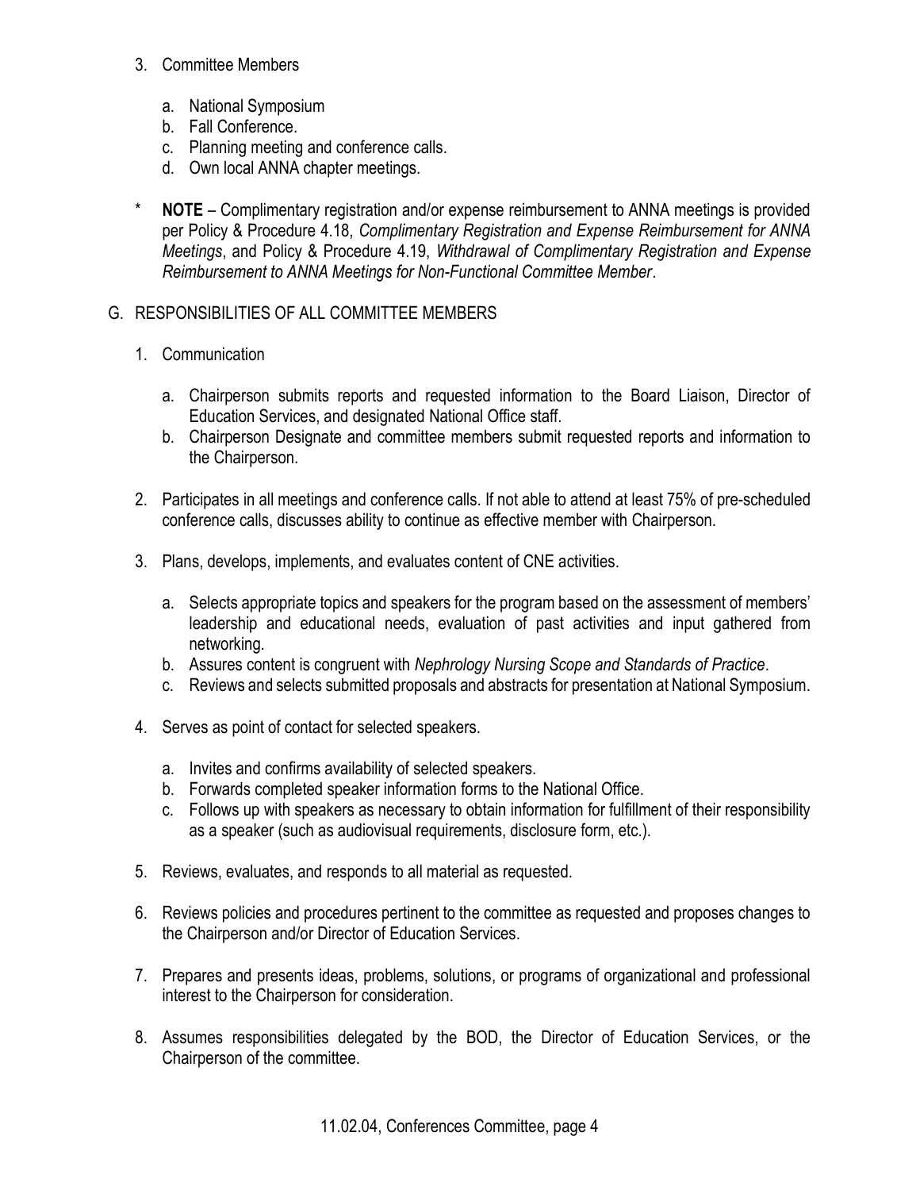3. Committee Members

   a. National Symposium
   b. Fall Conference.
   c. Planning meeting and conference calls.
   d. Own local ANNA chapter meetings.

\* **NOTE** – Complimentary registration and/or expense reimbursement to ANNA meetings is provided per Policy & Procedure 4.18, *Complimentary Registration and Expense Reimbursement for ANNA Meetings*, and Policy & Procedure 4.19, *Withdrawal of Complimentary Registration and Expense Reimbursement to ANNA Meetings for Non-Functional Committee Member*.

G. RESPONSIBILITIES OF ALL COMMITTEE MEMBERS

1. Communication

   a. Chairperson submits reports and requested information to the Board Liaison, Director of Education Services, and designated National Office staff.
   b. Chairperson Designate and committee members submit requested reports and information to the Chairperson.

2. Participates in all meetings and conference calls. If not able to attend at least 75% of pre-scheduled conference calls, discusses ability to continue as effective member with Chairperson.

3. Plans, develops, implements, and evaluates content of CNE activities.

   a. Selects appropriate topics and speakers for the program based on the assessment of members' leadership and educational needs, evaluation of past activities and input gathered from networking.
   b. Assures content is congruent with *Nephrology Nursing Scope and Standards of Practice*.
   c. Reviews and selects submitted proposals and abstracts for presentation at National Symposium.

4. Serves as point of contact for selected speakers.

   a. Invites and confirms availability of selected speakers.
   b. Forwards completed speaker information forms to the National Office.
   c. Follows up with speakers as necessary to obtain information for fulfillment of their responsibility as a speaker (such as audiovisual requirements, disclosure form, etc.).

5. Reviews, evaluates, and responds to all material as requested.

6. Reviews policies and procedures pertinent to the committee as requested and proposes changes to the Chairperson and/or Director of Education Services.

7. Prepares and presents ideas, problems, solutions, or programs of organizational and professional interest to the Chairperson for consideration.

8. Assumes responsibilities delegated by the BOD, the Director of Education Services, or the Chairperson of the committee.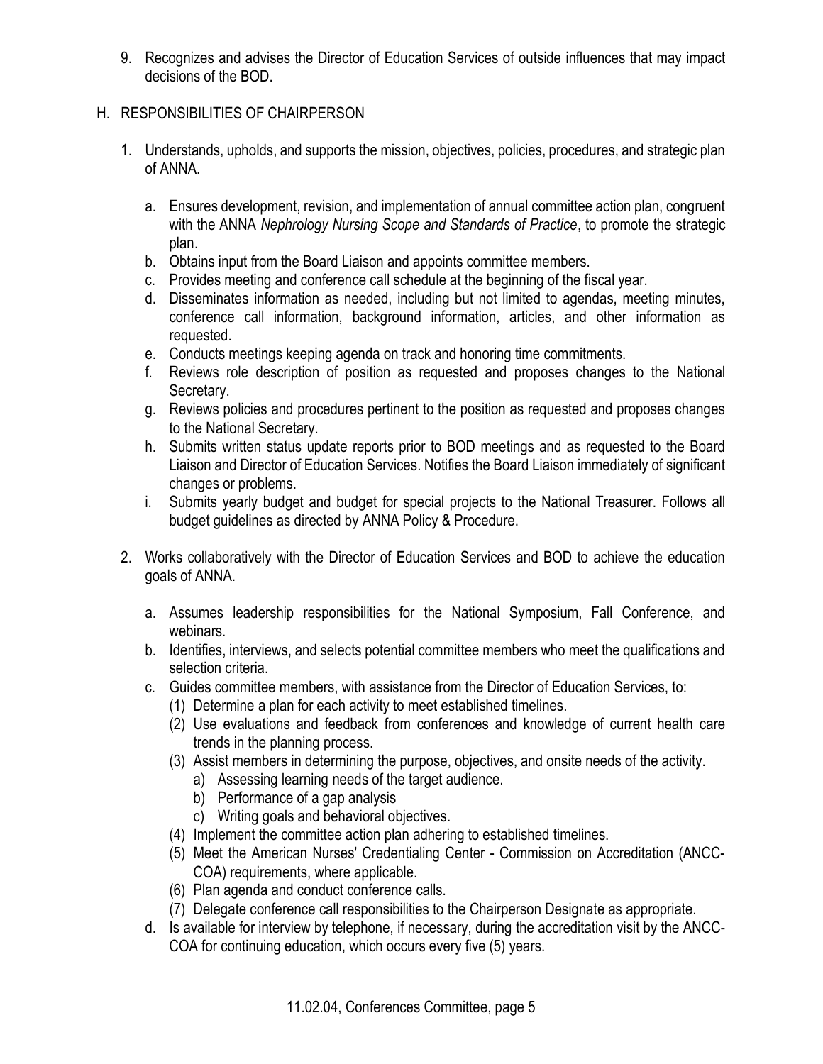9. Recognizes and advises the Director of Education Services of outside influences that may impact decisions of the BOD.

## H. RESPONSIBILITIES OF CHAIRPERSON

1. Understands, upholds, and supports the mission, objectives, policies, procedures, and strategic plan of ANNA.
   a. Ensures development, revision, and implementation of annual committee action plan, congruent with the ANNA *Nephrology Nursing Scope and Standards of Practice*, to promote the strategic plan.
   b. Obtains input from the Board Liaison and appoints committee members.
   c. Provides meeting and conference call schedule at the beginning of the fiscal year.
   d. Disseminates information as needed, including but not limited to agendas, meeting minutes, conference call information, background information, articles, and other information as requested.
   e. Conducts meetings keeping agenda on track and honoring time commitments.
   f. Reviews role description of position as requested and proposes changes to the National Secretary.
   g. Reviews policies and procedures pertinent to the position as requested and proposes changes to the National Secretary.
   h. Submits written status update reports prior to BOD meetings and as requested to the Board Liaison and Director of Education Services. Notifies the Board Liaison immediately of significant changes or problems.
   i. Submits yearly budget and budget for special projects to the National Treasurer. Follows all budget guidelines as directed by ANNA Policy & Procedure.
2. Works collaboratively with the Director of Education Services and BOD to achieve the education goals of ANNA.
   a. Assumes leadership responsibilities for the National Symposium, Fall Conference, and webinars.
   b. Identifies, interviews, and selects potential committee members who meet the qualifications and selection criteria.
   c. Guides committee members, with assistance from the Director of Education Services, to:
      (1) Determine a plan for each activity to meet established timelines.
      (2) Use evaluations and feedback from conferences and knowledge of current health care trends in the planning process.
      (3) Assist members in determining the purpose, objectives, and onsite needs of the activity.
         a) Assessing learning needs of the target audience.
         b) Performance of a gap analysis
         c) Writing goals and behavioral objectives.
      (4) Implement the committee action plan adhering to established timelines.
      (5) Meet the American Nurses' Credentialing Center - Commission on Accreditation (ANCC-COA) requirements, where applicable.
      (6) Plan agenda and conduct conference calls.
      (7) Delegate conference call responsibilities to the Chairperson Designate as appropriate.
   d. Is available for interview by telephone, if necessary, during the accreditation visit by the ANCC-COA for continuing education, which occurs every five (5) years.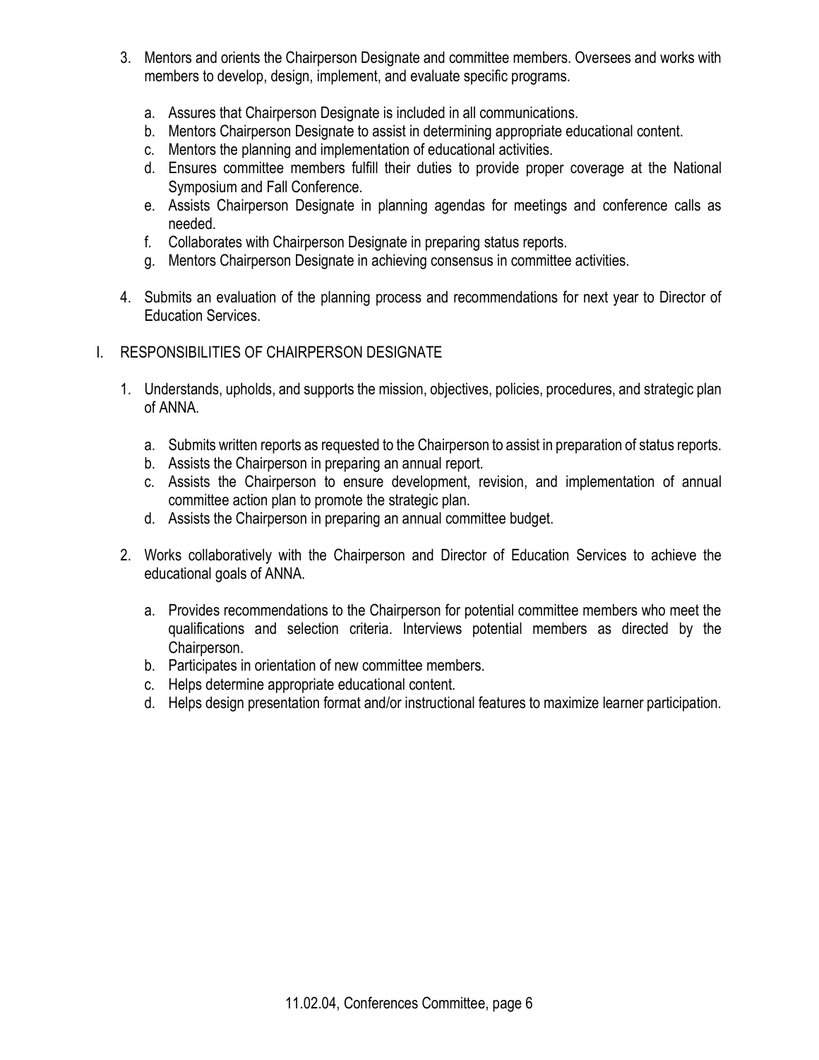3. Mentors and orients the Chairperson Designate and committee members. Oversees and works with members to develop, design, implement, and evaluate specific programs.

    a. Assures that Chairperson Designate is included in all communications.
    b. Mentors Chairperson Designate to assist in determining appropriate educational content.
    c. Mentors the planning and implementation of educational activities.
    d. Ensures committee members fulfill their duties to provide proper coverage at the National Symposium and Fall Conference.
    e. Assists Chairperson Designate in planning agendas for meetings and conference calls as needed.
    f. Collaborates with Chairperson Designate in preparing status reports.
    g. Mentors Chairperson Designate in achieving consensus in committee activities.

4. Submits an evaluation of the planning process and recommendations for next year to Director of Education Services.

## I. RESPONSIBILITIES OF CHAIRPERSON DESIGNATE

1. Understands, upholds, and supports the mission, objectives, policies, procedures, and strategic plan of ANNA.

    a. Submits written reports as requested to the Chairperson to assist in preparation of status reports.
    b. Assists the Chairperson in preparing an annual report.
    c. Assists the Chairperson to ensure development, revision, and implementation of annual committee action plan to promote the strategic plan.
    d. Assists the Chairperson in preparing an annual committee budget.

2. Works collaboratively with the Chairperson and Director of Education Services to achieve the educational goals of ANNA.

    a. Provides recommendations to the Chairperson for potential committee members who meet the qualifications and selection criteria. Interviews potential members as directed by the Chairperson.
    b. Participates in orientation of new committee members.
    c. Helps determine appropriate educational content.
    d. Helps design presentation format and/or instructional features to maximize learner participation.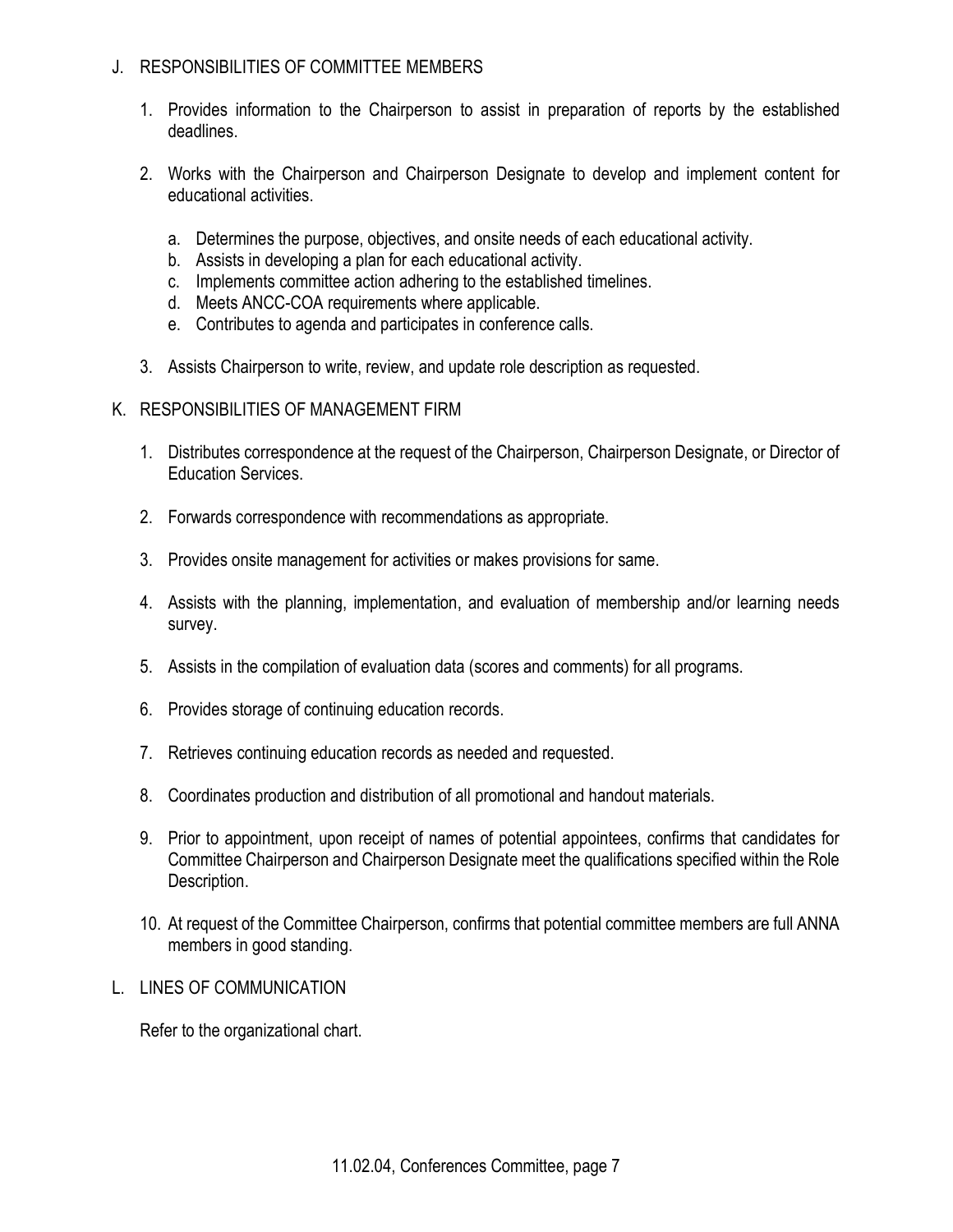## J. RESPONSIBILITIES OF COMMITTEE MEMBERS

1. Provides information to the Chairperson to assist in preparation of reports by the established deadlines.
2. Works with the Chairperson and Chairperson Designate to develop and implement content for educational activities.
   a. Determines the purpose, objectives, and onsite needs of each educational activity.
   b. Assists in developing a plan for each educational activity.
   c. Implements committee action adhering to the established timelines.
   d. Meets ANCC-COA requirements where applicable.
   e. Contributes to agenda and participates in conference calls.
3. Assists Chairperson to write, review, and update role description as requested.

## K. RESPONSIBILITIES OF MANAGEMENT FIRM

1. Distributes correspondence at the request of the Chairperson, Chairperson Designate, or Director of Education Services.
2. Forwards correspondence with recommendations as appropriate.
3. Provides onsite management for activities or makes provisions for same.
4. Assists with the planning, implementation, and evaluation of membership and/or learning needs survey.
5. Assists in the compilation of evaluation data (scores and comments) for all programs.
6. Provides storage of continuing education records.
7. Retrieves continuing education records as needed and requested.
8. Coordinates production and distribution of all promotional and handout materials.
9. Prior to appointment, upon receipt of names of potential appointees, confirms that candidates for Committee Chairperson and Chairperson Designate meet the qualifications specified within the Role Description.
10. At request of the Committee Chairperson, confirms that potential committee members are full ANNA members in good standing.

## L. LINES OF COMMUNICATION

Refer to the organizational chart.